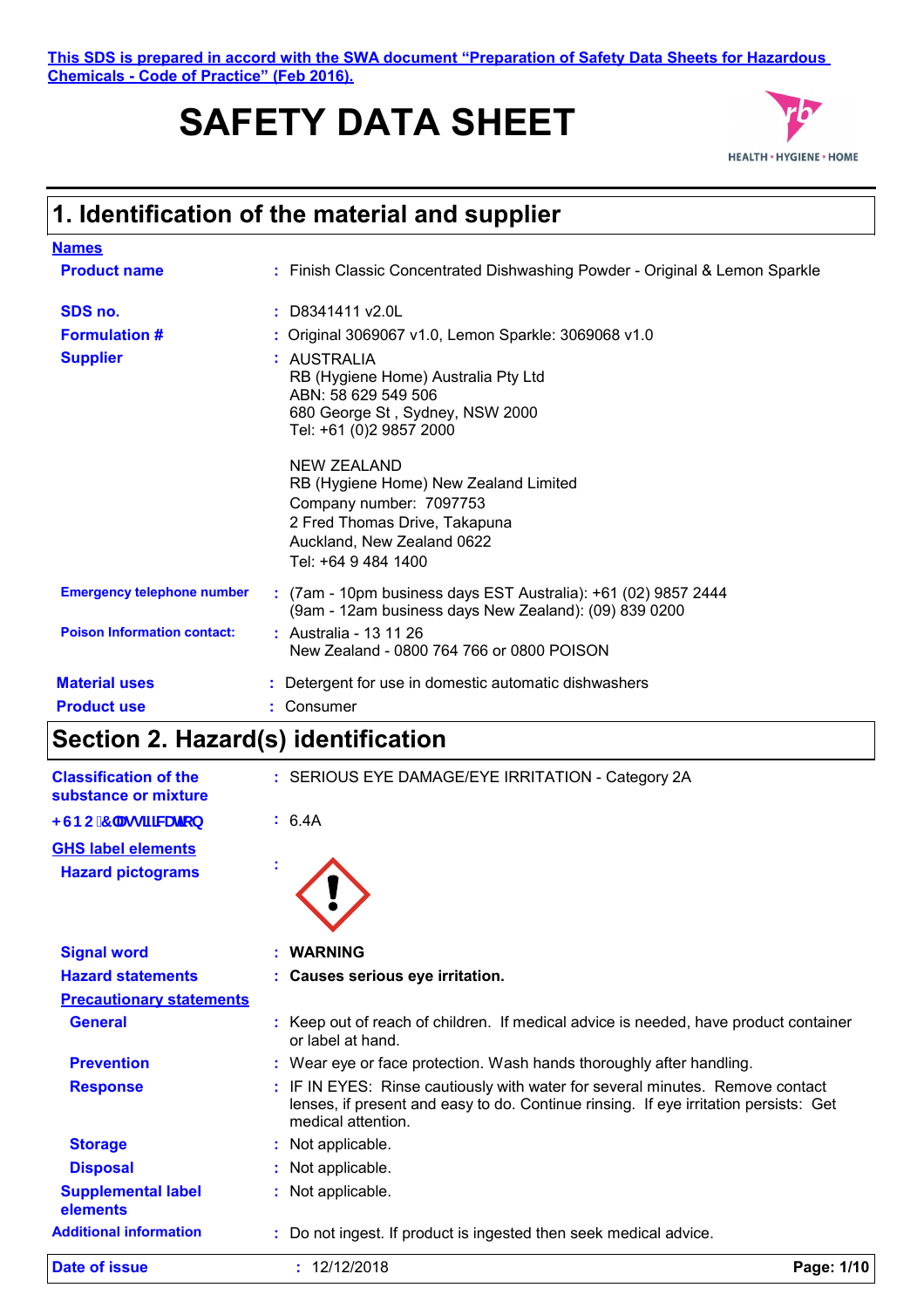This SDS is prepared in accord with the SWA document "Preparation of Safety Data Sheets for Hazardous Chemicals - Code of Practice" (Feb 2016).

# SAFETY DATA SHEET

## 1. Identification of the material and supplier

**Names**

| | |
|---|---|
| **Product name** | : Finish Classic Concentrated Dishwashing Powder - Original & Lemon Sparkle |
| **SDS no.** | : D8341411 v2.0L |
| **Formulation #** | : Original 3069067 v1.0, Lemon Sparkle: 3069068 v1.0 |
| **Supplier** | : AUSTRALIA<br>RB (Hygiene Home) Australia Pty Ltd<br>ABN: 58 629 549 506<br>680 George St , Sydney, NSW 2000<br>Tel: +61 (0)2 9857 2000<br><br>NEW ZEALAND<br>RB (Hygiene Home) New Zealand Limited<br>Company number: 7097753<br>2 Fred Thomas Drive, Takapuna<br>Auckland, New Zealand 0622<br>Tel: +64 9 484 1400 |
| **Emergency telephone number** | : (7am - 10pm business days EST Australia): +61 (02) 9857 2444<br>(9am - 12am business days New Zealand): (09) 839 0200 |
| **Poison Information contact:** | : Australia - 13 11 26<br>New Zealand - 0800 764 766 or 0800 POISON |
| **Material uses** | : Detergent for use in domestic automatic dishwashers |
| **Product use** | : Consumer |

## Section 2. Hazard(s) identification

| | |
|---|---|
| **Classification of the substance or mixture** | : SERIOUS EYE DAMAGE/EYE IRRITATION - Category 2A |
| **HSNO Classification** | : 6.4A |

**GHS label elements**

| | |
|---|---|
| **Hazard pictograms** | : |
| **Signal word** | : **WARNING** |
| **Hazard statements** | : **Causes serious eye irritation.** |

**Precautionary statements**

| | |
|---|---|
| **General** | : Keep out of reach of children. If medical advice is needed, have product container or label at hand. |
| **Prevention** | : Wear eye or face protection. Wash hands thoroughly after handling. |
| **Response** | : IF IN EYES: Rinse cautiously with water for several minutes. Remove contact lenses, if present and easy to do. Continue rinsing. If eye irritation persists: Get medical attention. |
| **Storage** | : Not applicable. |
| **Disposal** | : Not applicable. |
| **Supplemental label elements** | : Not applicable. |
| **Additional information** | : Do not ingest. If product is ingested then seek medical advice. |

**Date of issue** : 12/12/2018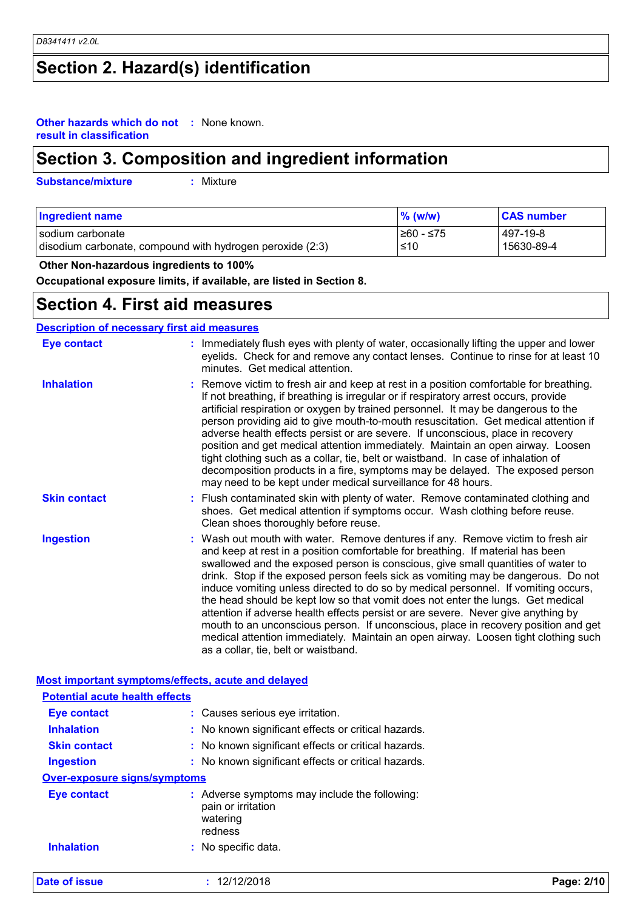## Section 2. Hazard(s) identification

**Other hazards which do not result in classification** : None known.

## Section 3. Composition and ingredient information

**Substance/mixture** : Mixture

| Ingredient name | % (w/w) | CAS number |
|---|---|---|
| sodium carbonate | ≥60 - ≤75 | 497-19-8 |
| disodium carbonate, compound with hydrogen peroxide (2:3) | ≤10 | 15630-89-4 |

**Other Non-hazardous ingredients to 100%**

**Occupational exposure limits, if available, are listed in Section 8.**

## Section 4. First aid measures

### Description of necessary first aid measures

**Eye contact** : Immediately flush eyes with plenty of water, occasionally lifting the upper and lower eyelids. Check for and remove any contact lenses. Continue to rinse for at least 10 minutes. Get medical attention.

**Inhalation** : Remove victim to fresh air and keep at rest in a position comfortable for breathing. If not breathing, if breathing is irregular or if respiratory arrest occurs, provide artificial respiration or oxygen by trained personnel. It may be dangerous to the person providing aid to give mouth-to-mouth resuscitation. Get medical attention if adverse health effects persist or are severe. If unconscious, place in recovery position and get medical attention immediately. Maintain an open airway. Loosen tight clothing such as a collar, tie, belt or waistband. In case of inhalation of decomposition products in a fire, symptoms may be delayed. The exposed person may need to be kept under medical surveillance for 48 hours.

**Skin contact** : Flush contaminated skin with plenty of water. Remove contaminated clothing and shoes. Get medical attention if symptoms occur. Wash clothing before reuse. Clean shoes thoroughly before reuse.

**Ingestion** : Wash out mouth with water. Remove dentures if any. Remove victim to fresh air and keep at rest in a position comfortable for breathing. If material has been swallowed and the exposed person is conscious, give small quantities of water to drink. Stop if the exposed person feels sick as vomiting may be dangerous. Do not induce vomiting unless directed to do so by medical personnel. If vomiting occurs, the head should be kept low so that vomit does not enter the lungs. Get medical attention if adverse health effects persist or are severe. Never give anything by mouth to an unconscious person. If unconscious, place in recovery position and get medical attention immediately. Maintain an open airway. Loosen tight clothing such as a collar, tie, belt or waistband.

### Most important symptoms/effects, acute and delayed

#### Potential acute health effects

**Eye contact** : Causes serious eye irritation.

**Inhalation** : No known significant effects or critical hazards.

**Skin contact** : No known significant effects or critical hazards.

**Ingestion** : No known significant effects or critical hazards.

#### Over-exposure signs/symptoms

**Eye contact** : Adverse symptoms may include the following:
pain or irritation
watering
redness

**Inhalation** : No specific data.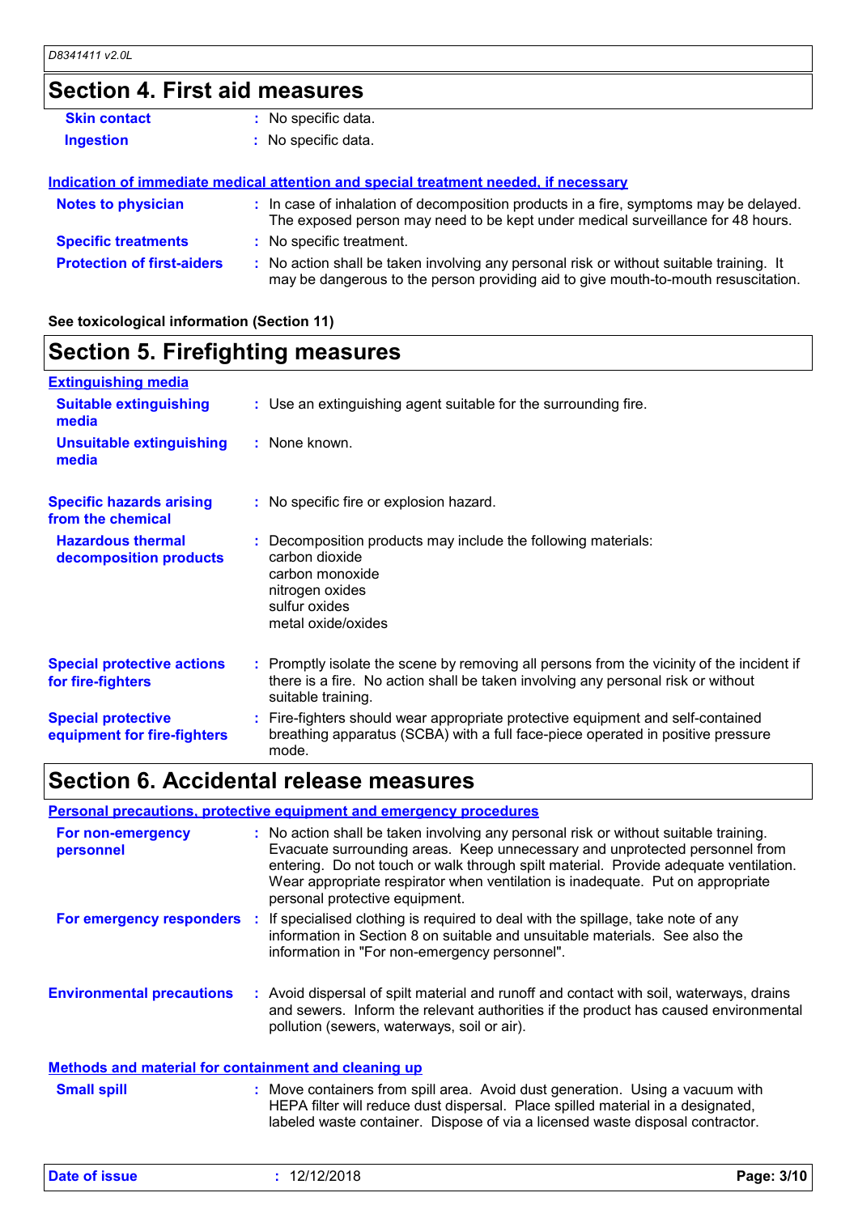## Section 4. First aid measures

**Skin contact** : No specific data.

**Ingestion** : No specific data.

### Indication of immediate medical attention and special treatment needed, if necessary

**Notes to physician** : In case of inhalation of decomposition products in a fire, symptoms may be delayed. The exposed person may need to be kept under medical surveillance for 48 hours.

**Specific treatments** : No specific treatment.

**Protection of first-aiders** : No action shall be taken involving any personal risk or without suitable training. It may be dangerous to the person providing aid to give mouth-to-mouth resuscitation.

**See toxicological information (Section 11)**

## Section 5. Firefighting measures

### Extinguishing media

**Suitable extinguishing media** : Use an extinguishing agent suitable for the surrounding fire.

**Unsuitable extinguishing media** : None known.

**Specific hazards arising from the chemical** : No specific fire or explosion hazard.

**Hazardous thermal decomposition products** : Decomposition products may include the following materials:
carbon dioxide
carbon monoxide
nitrogen oxides
sulfur oxides
metal oxide/oxides

**Special protective actions for fire-fighters** : Promptly isolate the scene by removing all persons from the vicinity of the incident if there is a fire. No action shall be taken involving any personal risk or without suitable training.

**Special protective equipment for fire-fighters** : Fire-fighters should wear appropriate protective equipment and self-contained breathing apparatus (SCBA) with a full face-piece operated in positive pressure mode.

## Section 6. Accidental release measures

### Personal precautions, protective equipment and emergency procedures

**For non-emergency personnel** : No action shall be taken involving any personal risk or without suitable training. Evacuate surrounding areas. Keep unnecessary and unprotected personnel from entering. Do not touch or walk through spilt material. Provide adequate ventilation. Wear appropriate respirator when ventilation is inadequate. Put on appropriate personal protective equipment.

**For emergency responders** : If specialised clothing is required to deal with the spillage, take note of any information in Section 8 on suitable and unsuitable materials. See also the information in "For non-emergency personnel".

**Environmental precautions** : Avoid dispersal of spilt material and runoff and contact with soil, waterways, drains and sewers. Inform the relevant authorities if the product has caused environmental pollution (sewers, waterways, soil or air).

### Methods and material for containment and cleaning up

**Small spill** : Move containers from spill area. Avoid dust generation. Using a vacuum with HEPA filter will reduce dust dispersal. Place spilled material in a designated, labeled waste container. Dispose of via a licensed waste disposal contractor.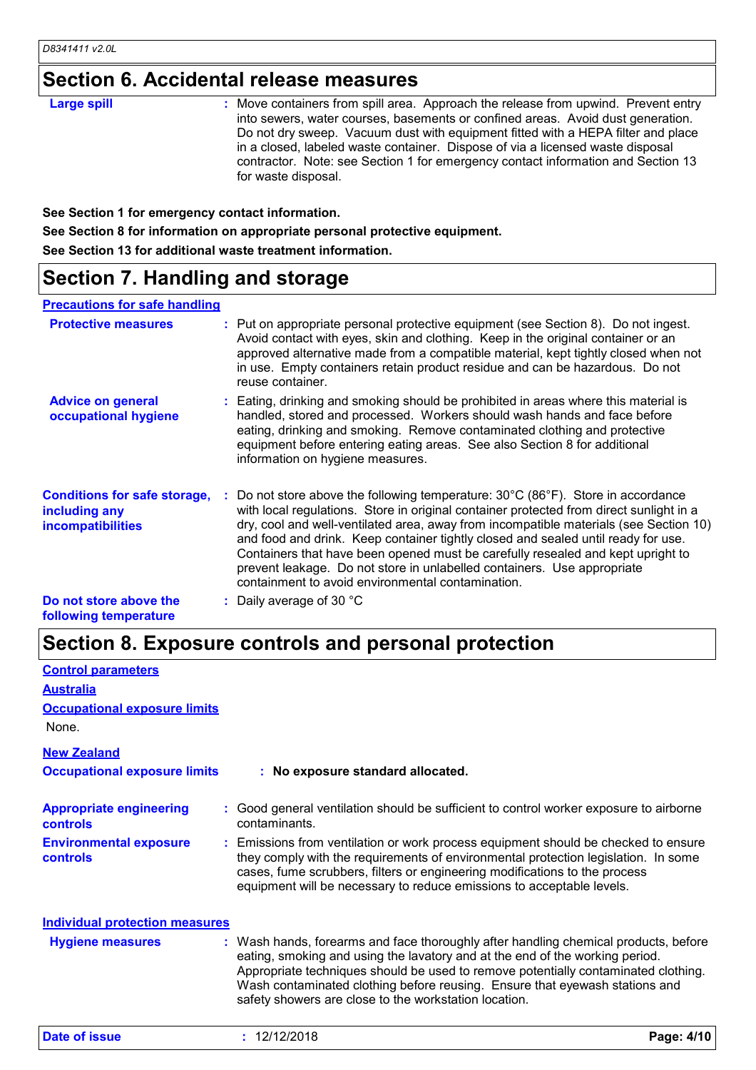## Section 6. Accidental release measures

**Large spill** : Move containers from spill area. Approach the release from upwind. Prevent entry into sewers, water courses, basements or confined areas. Avoid dust generation. Do not dry sweep. Vacuum dust with equipment fitted with a HEPA filter and place in a closed, labeled waste container. Dispose of via a licensed waste disposal contractor. Note: see Section 1 for emergency contact information and Section 13 for waste disposal.

**See Section 1 for emergency contact information.**

**See Section 8 for information on appropriate personal protective equipment.**

**See Section 13 for additional waste treatment information.**

## Section 7. Handling and storage

### Precautions for safe handling

**Protective measures** : Put on appropriate personal protective equipment (see Section 8). Do not ingest. Avoid contact with eyes, skin and clothing. Keep in the original container or an approved alternative made from a compatible material, kept tightly closed when not in use. Empty containers retain product residue and can be hazardous. Do not reuse container.

**Advice on general occupational hygiene** : Eating, drinking and smoking should be prohibited in areas where this material is handled, stored and processed. Workers should wash hands and face before eating, drinking and smoking. Remove contaminated clothing and protective equipment before entering eating areas. See also Section 8 for additional information on hygiene measures.

**Conditions for safe storage, including any incompatibilities** : Do not store above the following temperature: 30°C (86°F). Store in accordance with local regulations. Store in original container protected from direct sunlight in a dry, cool and well-ventilated area, away from incompatible materials (see Section 10) and food and drink. Keep container tightly closed and sealed until ready for use. Containers that have been opened must be carefully resealed and kept upright to prevent leakage. Do not store in unlabelled containers. Use appropriate containment to avoid environmental contamination.

**Do not store above the following temperature** : Daily average of 30 °C

## Section 8. Exposure controls and personal protection

### Control parameters

#### Australia

**Occupational exposure limits**

None.

#### New Zealand

**Occupational exposure limits** : **No exposure standard allocated.**

**Appropriate engineering controls** : Good general ventilation should be sufficient to control worker exposure to airborne contaminants.

**Environmental exposure controls** : Emissions from ventilation or work process equipment should be checked to ensure they comply with the requirements of environmental protection legislation. In some cases, fume scrubbers, filters or engineering modifications to the process equipment will be necessary to reduce emissions to acceptable levels.

### Individual protection measures

**Hygiene measures** : Wash hands, forearms and face thoroughly after handling chemical products, before eating, smoking and using the lavatory and at the end of the working period. Appropriate techniques should be used to remove potentially contaminated clothing. Wash contaminated clothing before reusing. Ensure that eyewash stations and safety showers are close to the workstation location.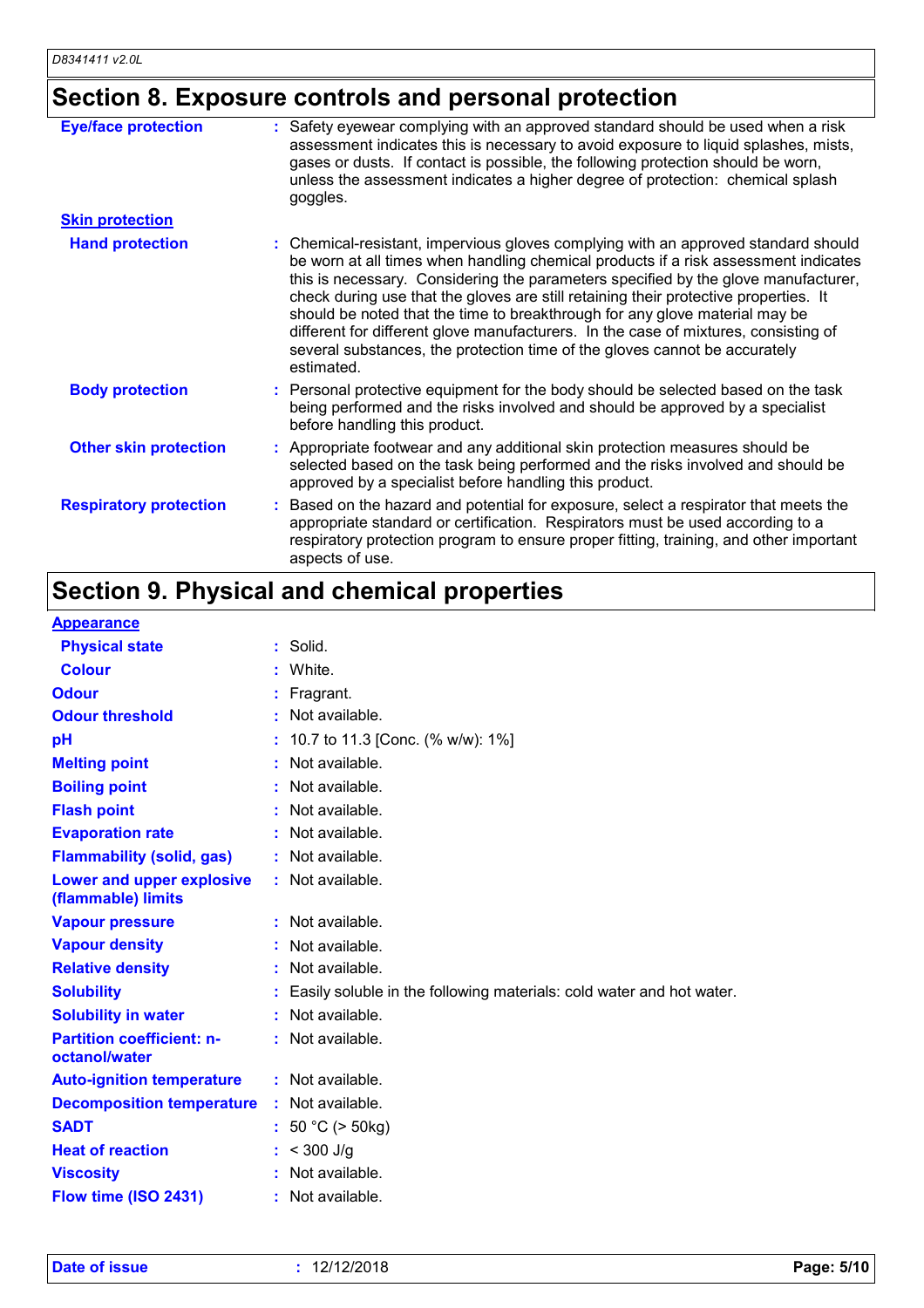## Section 8. Exposure controls and personal protection

| | |
|---|---|
| **Eye/face protection** | Safety eyewear complying with an approved standard should be used when a risk assessment indicates this is necessary to avoid exposure to liquid splashes, mists, gases or dusts. If contact is possible, the following protection should be worn, unless the assessment indicates a higher degree of protection: chemical splash goggles. |
| **Skin protection** | |
| **Hand protection** | Chemical-resistant, impervious gloves complying with an approved standard should be worn at all times when handling chemical products if a risk assessment indicates this is necessary. Considering the parameters specified by the glove manufacturer, check during use that the gloves are still retaining their protective properties. It should be noted that the time to breakthrough for any glove material may be different for different glove manufacturers. In the case of mixtures, consisting of several substances, the protection time of the gloves cannot be accurately estimated. |
| **Body protection** | Personal protective equipment for the body should be selected based on the task being performed and the risks involved and should be approved by a specialist before handling this product. |
| **Other skin protection** | Appropriate footwear and any additional skin protection measures should be selected based on the task being performed and the risks involved and should be approved by a specialist before handling this product. |
| **Respiratory protection** | Based on the hazard and potential for exposure, select a respirator that meets the appropriate standard or certification. Respirators must be used according to a respiratory protection program to ensure proper fitting, training, and other important aspects of use. |

## Section 9. Physical and chemical properties

| | |
|---|---|
| **Appearance** | |
| **Physical state** | Solid. |
| **Colour** | White. |
| **Odour** | Fragrant. |
| **Odour threshold** | Not available. |
| **pH** | 10.7 to 11.3 [Conc. (% w/w): 1%] |
| **Melting point** | Not available. |
| **Boiling point** | Not available. |
| **Flash point** | Not available. |
| **Evaporation rate** | Not available. |
| **Flammability (solid, gas)** | Not available. |
| **Lower and upper explosive (flammable) limits** | Not available. |
| **Vapour pressure** | Not available. |
| **Vapour density** | Not available. |
| **Relative density** | Not available. |
| **Solubility** | Easily soluble in the following materials: cold water and hot water. |
| **Solubility in water** | Not available. |
| **Partition coefficient: n-octanol/water** | Not available. |
| **Auto-ignition temperature** | Not available. |
| **Decomposition temperature** | Not available. |
| **SADT** | 50 °C (> 50kg) |
| **Heat of reaction** | < 300 J/g |
| **Viscosity** | Not available. |
| **Flow time (ISO 2431)** | Not available. |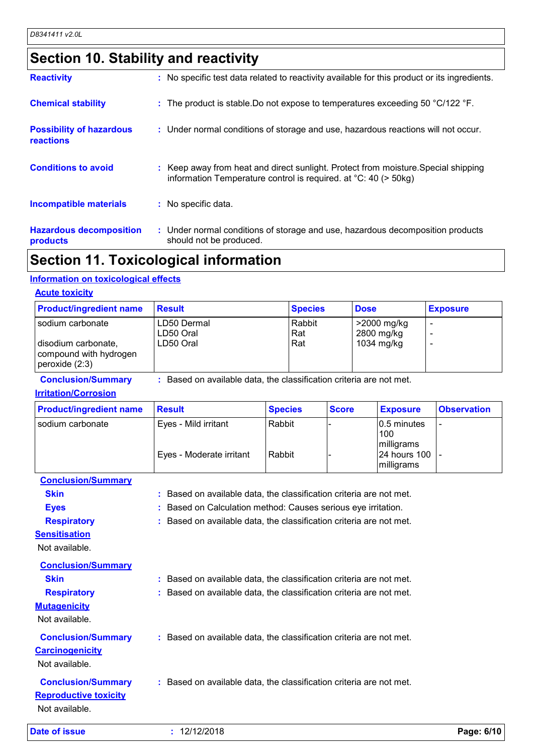## Section 10. Stability and reactivity

**Reactivity** : No specific test data related to reactivity available for this product or its ingredients.

**Chemical stability** : The product is stable.Do not expose to temperatures exceeding 50 °C/122 °F.

**Possibility of hazardous reactions** : Under normal conditions of storage and use, hazardous reactions will not occur.

**Conditions to avoid** : Keep away from heat and direct sunlight. Protect from moisture.Special shipping information Temperature control is required. at °C: 40 (> 50kg)

**Incompatible materials** : No specific data.

**Hazardous decomposition products** : Under normal conditions of storage and use, hazardous decomposition products should not be produced.

## Section 11. Toxicological information

### Information on toxicological effects

#### Acute toxicity

| Product/ingredient name | Result | Species | Dose | Exposure |
|---|---|---|---|---|
| sodium carbonate | LD50 Dermal | Rabbit | >2000 mg/kg | - |
| | LD50 Oral | Rat | 2800 mg/kg | - |
| disodium carbonate, compound with hydrogen peroxide (2:3) | LD50 Oral | Rat | 1034 mg/kg | - |

**Conclusion/Summary** : Based on available data, the classification criteria are not met.

#### Irritation/Corrosion

| Product/ingredient name | Result | Species | Score | Exposure | Observation |
|---|---|---|---|---|---|
| sodium carbonate | Eyes - Mild irritant | Rabbit | - | 0.5 minutes 100 milligrams | - |
| | Eyes - Moderate irritant | Rabbit | - | 24 hours 100 milligrams | - |

**Conclusion/Summary**

**Skin** : Based on available data, the classification criteria are not met.

**Eyes** : Based on Calculation method: Causes serious eye irritation.

**Respiratory** : Based on available data, the classification criteria are not met.

#### Sensitisation

Not available.

**Conclusion/Summary**

**Skin** : Based on available data, the classification criteria are not met.

**Respiratory** : Based on available data, the classification criteria are not met.

#### Mutagenicity

Not available.

**Conclusion/Summary** : Based on available data, the classification criteria are not met.

#### Carcinogenicity

Not available.

**Conclusion/Summary** : Based on available data, the classification criteria are not met.

#### Reproductive toxicity

Not available.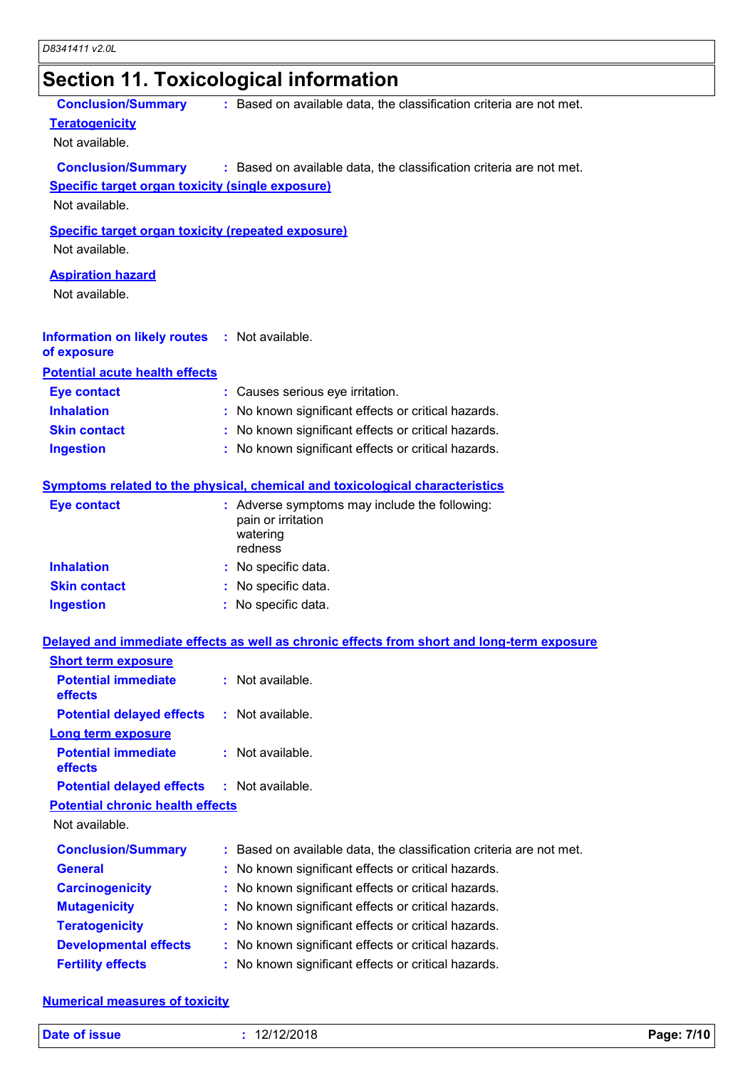# Section 11. Toxicological information

**Conclusion/Summary** : Based on available data, the classification criteria are not met.

**Teratogenicity**

Not available.

**Conclusion/Summary** : Based on available data, the classification criteria are not met.

**Specific target organ toxicity (single exposure)**

Not available.

**Specific target organ toxicity (repeated exposure)**

Not available.

**Aspiration hazard**

Not available.

**Information on likely routes of exposure** : Not available.

**Potential acute health effects**

**Eye contact** : Causes serious eye irritation.

**Inhalation** : No known significant effects or critical hazards.

**Skin contact** : No known significant effects or critical hazards.

**Ingestion** : No known significant effects or critical hazards.

**Symptoms related to the physical, chemical and toxicological characteristics**

**Eye contact** : Adverse symptoms may include the following:
pain or irritation
watering
redness

**Inhalation** : No specific data.

**Skin contact** : No specific data.

**Ingestion** : No specific data.

**Delayed and immediate effects as well as chronic effects from short and long-term exposure**

**Short term exposure**

**Potential immediate effects** : Not available.

**Potential delayed effects** : Not available.

**Long term exposure**

**Potential immediate effects** : Not available.

**Potential delayed effects** : Not available.

**Potential chronic health effects**

Not available.

**Conclusion/Summary** : Based on available data, the classification criteria are not met.

**General** : No known significant effects or critical hazards.

**Carcinogenicity** : No known significant effects or critical hazards.

**Mutagenicity** : No known significant effects or critical hazards.

**Teratogenicity** : No known significant effects or critical hazards.

**Developmental effects** : No known significant effects or critical hazards.

**Fertility effects** : No known significant effects or critical hazards.

**Numerical measures of toxicity**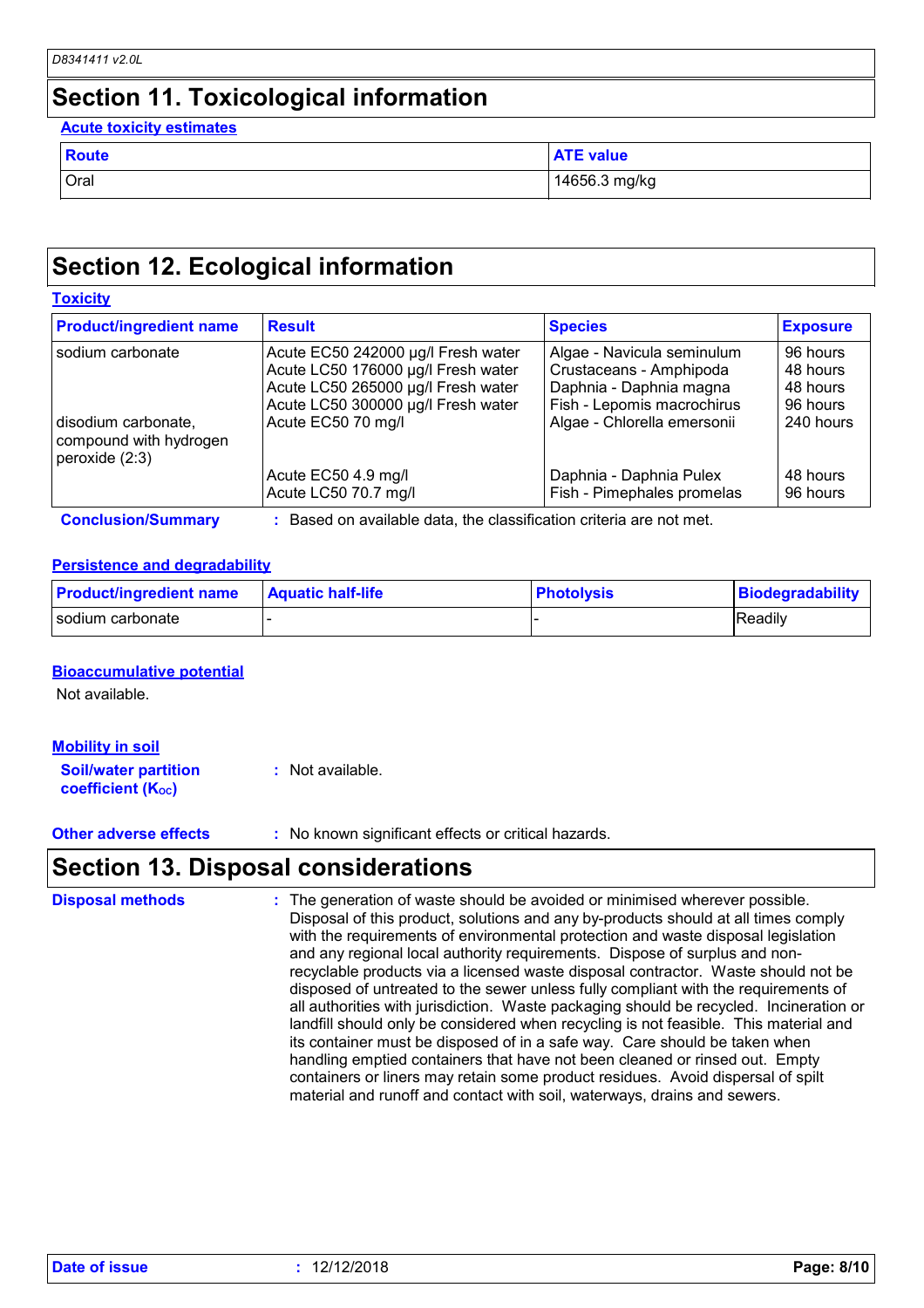## Section 11. Toxicological information

**Acute toxicity estimates**

| Route | ATE value |
|---|---|
| Oral | 14656.3 mg/kg |

## Section 12. Ecological information

**Toxicity**

| Product/ingredient name | Result | Species | Exposure |
|---|---|---|---|
| sodium carbonate | Acute EC50 242000 µg/l Fresh water | Algae - Navicula seminulum | 96 hours |
| | Acute LC50 176000 µg/l Fresh water | Crustaceans - Amphipoda | 48 hours |
| | Acute LC50 265000 µg/l Fresh water | Daphnia - Daphnia magna | 48 hours |
| | Acute LC50 300000 µg/l Fresh water | Fish - Lepomis macrochirus | 96 hours |
| disodium carbonate, compound with hydrogen peroxide (2:3) | Acute EC50 70 mg/l | Algae - Chlorella emersonii | 240 hours |
| | Acute EC50 4.9 mg/l | Daphnia - Daphnia Pulex | 48 hours |
| | Acute LC50 70.7 mg/l | Fish - Pimephales promelas | 96 hours |

**Conclusion/Summary** : Based on available data, the classification criteria are not met.

**Persistence and degradability**

| Product/ingredient name | Aquatic half-life | Photolysis | Biodegradability |
|---|---|---|---|
| sodium carbonate | - | - | Readily |

**Bioaccumulative potential**

Not available.

**Mobility in soil**

**Soil/water partition coefficient ($K_{OC}$)** : Not available.

**Other adverse effects** : No known significant effects or critical hazards.

## Section 13. Disposal considerations

**Disposal methods** : The generation of waste should be avoided or minimised wherever possible. Disposal of this product, solutions and any by-products should at all times comply with the requirements of environmental protection and waste disposal legislation and any regional local authority requirements. Dispose of surplus and non-recyclable products via a licensed waste disposal contractor. Waste should not be disposed of untreated to the sewer unless fully compliant with the requirements of all authorities with jurisdiction. Waste packaging should be recycled. Incineration or landfill should only be considered when recycling is not feasible. This material and its container must be disposed of in a safe way. Care should be taken when handling emptied containers that have not been cleaned or rinsed out. Empty containers or liners may retain some product residues. Avoid dispersal of spilt material and runoff and contact with soil, waterways, drains and sewers.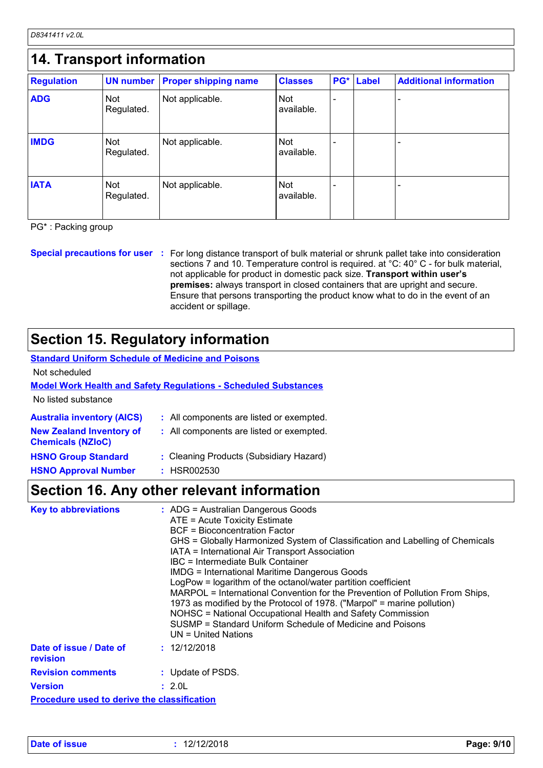## 14. Transport information

| Regulation | UN number | Proper shipping name | Classes | PG* | Label | Additional information |
|---|---|---|---|---|---|---|
| **ADG** | Not Regulated. | Not applicable. | Not available. | - | | - |
| **IMDG** | Not Regulated. | Not applicable. | Not available. | - | | - |
| **IATA** | Not Regulated. | Not applicable. | Not available. | - | | - |

PG* : Packing group

**Special precautions for user** : For long distance transport of bulk material or shrunk pallet take into consideration sections 7 and 10. Temperature control is required. at °C: 40° C - for bulk material, not applicable for product in domestic pack size. **Transport within user's premises:** always transport in closed containers that are upright and secure. Ensure that persons transporting the product know what to do in the event of an accident or spillage.

## Section 15. Regulatory information

**Standard Uniform Schedule of Medicine and Poisons**

Not scheduled

**Model Work Health and Safety Regulations - Scheduled Substances**

No listed substance

**Australia inventory (AICS)** : All components are listed or exempted.

**New Zealand Inventory of Chemicals (NZIoC)** : All components are listed or exempted.

**HSNO Group Standard** : Cleaning Products (Subsidiary Hazard)

**HSNO Approval Number** : HSR002530

## Section 16. Any other relevant information

**Key to abbreviations** :
ADG = Australian Dangerous Goods
ATE = Acute Toxicity Estimate
BCF = Bioconcentration Factor
GHS = Globally Harmonized System of Classification and Labelling of Chemicals
IATA = International Air Transport Association
IBC = Intermediate Bulk Container
IMDG = International Maritime Dangerous Goods
LogPow = logarithm of the octanol/water partition coefficient
MARPOL = International Convention for the Prevention of Pollution From Ships, 1973 as modified by the Protocol of 1978. ("Marpol" = marine pollution)
NOHSC = National Occupational Health and Safety Commission
SUSMP = Standard Uniform Schedule of Medicine and Poisons
UN = United Nations

**Date of issue / Date of revision** : 12/12/2018

**Revision comments** : Update of PSDS.

**Version** : 2.0L

**Procedure used to derive the classification**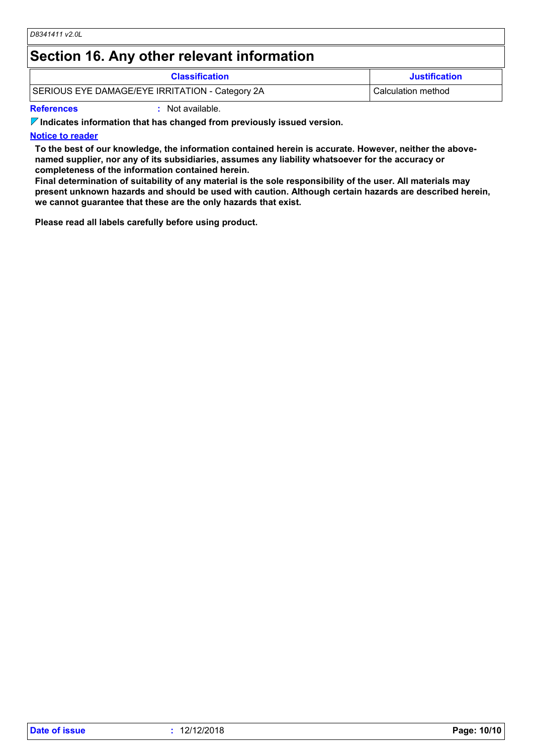## Section 16. Any other relevant information

| Classification | Justification |
| --- | --- |
| SERIOUS EYE DAMAGE/EYE IRRITATION - Category 2A | Calculation method |

**References** : Not available.

**Indicates information that has changed from previously issued version.**

**Notice to reader**

**To the best of our knowledge, the information contained herein is accurate. However, neither the above-named supplier, nor any of its subsidiaries, assumes any liability whatsoever for the accuracy or completeness of the information contained herein.**
**Final determination of suitability of any material is the sole responsibility of the user. All materials may present unknown hazards and should be used with caution. Although certain hazards are described herein, we cannot guarantee that these are the only hazards that exist.**

**Please read all labels carefully before using product.**